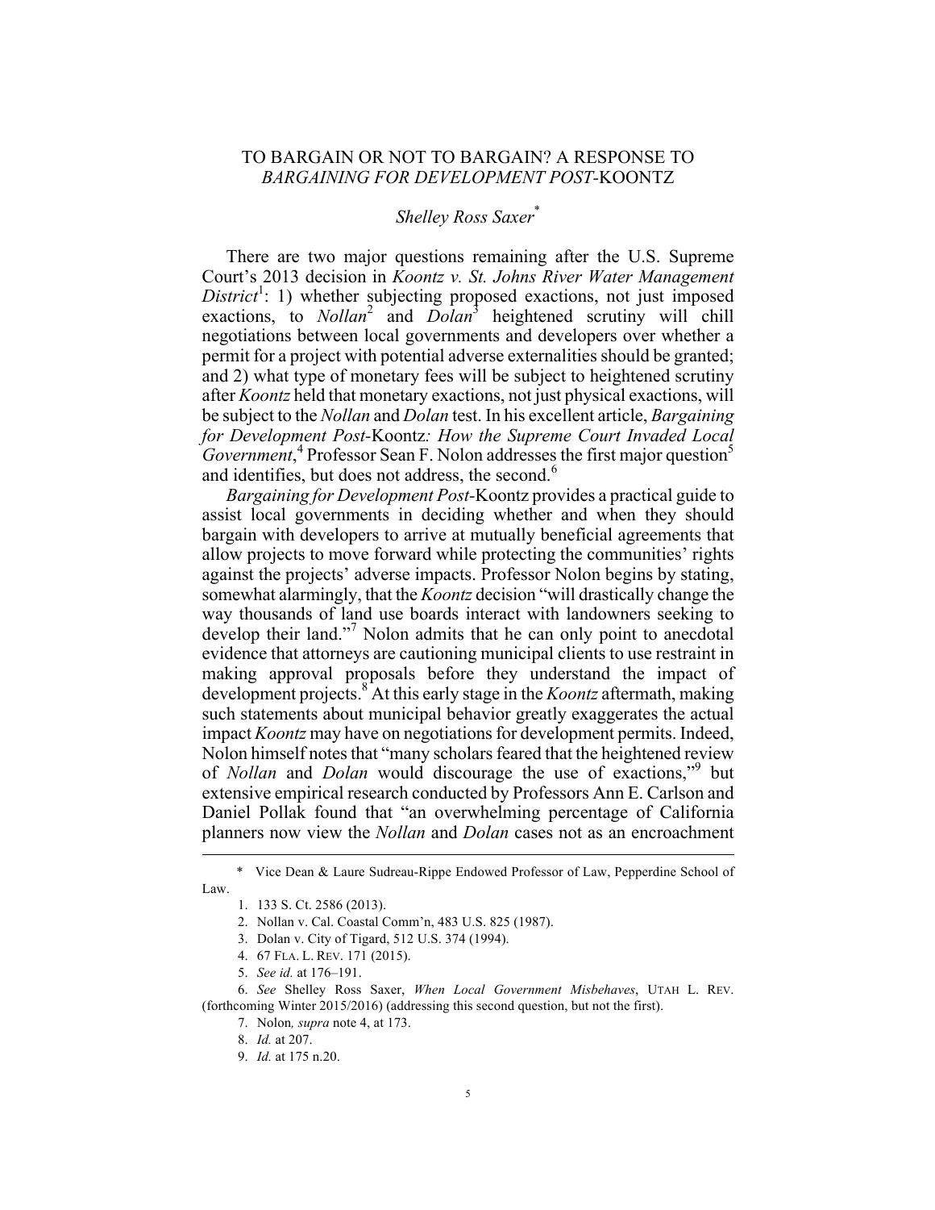# TO BARGAIN OR NOT TO BARGAIN? A RESPONSE TO *BARGAINING FOR DEVELOPMENT POST*-KOONTZ

*Shelley Ross Saxer*[*]

There are two major questions remaining after the U.S. Supreme Court's 2013 decision in *Koontz v. St. Johns River Water Management District*[1]: 1) whether subjecting proposed exactions, not just imposed exactions, to *Nollan*[2] and *Dolan*[3] heightened scrutiny will chill negotiations between local governments and developers over whether a permit for a project with potential adverse externalities should be granted; and 2) what type of monetary fees will be subject to heightened scrutiny after *Koontz* held that monetary exactions, not just physical exactions, will be subject to the *Nollan* and *Dolan* test. In his excellent article, *Bargaining for Development Post*-Koontz*: How the Supreme Court Invaded Local Government*,[4] Professor Sean F. Nolon addresses the first major question[5] and identifies, but does not address, the second.[6]

*Bargaining for Development Post*-Koontz provides a practical guide to assist local governments in deciding whether and when they should bargain with developers to arrive at mutually beneficial agreements that allow projects to move forward while protecting the communities' rights against the projects' adverse impacts. Professor Nolon begins by stating, somewhat alarmingly, that the *Koontz* decision "will drastically change the way thousands of land use boards interact with landowners seeking to develop their land."[7] Nolon admits that he can only point to anecdotal evidence that attorneys are cautioning municipal clients to use restraint in making approval proposals before they understand the impact of development projects.[8] At this early stage in the *Koontz* aftermath, making such statements about municipal behavior greatly exaggerates the actual impact *Koontz* may have on negotiations for development permits. Indeed, Nolon himself notes that "many scholars feared that the heightened review of *Nollan* and *Dolan* would discourage the use of exactions,"[9] but extensive empirical research conducted by Professors Ann E. Carlson and Daniel Pollak found that "an overwhelming percentage of California planners now view the *Nollan* and *Dolan* cases not as an encroachment

---

\* Vice Dean & Laure Sudreau-Rippe Endowed Professor of Law, Pepperdine School of Law.

1. 133 S. Ct. 2586 (2013).
2. Nollan v. Cal. Coastal Comm'n, 483 U.S. 825 (1987).
3. Dolan v. City of Tigard, 512 U.S. 374 (1994).
4. 67 FLA. L. REV. 171 (2015).
5. *See id.* at 176–191.
6. *See* Shelley Ross Saxer, *When Local Government Misbehaves*, UTAH L. REV. (forthcoming Winter 2015/2016) (addressing this second question, but not the first).
7. Nolon*, supra* note 4, at 173.
8. *Id.* at 207.
9. *Id.* at 175 n.20.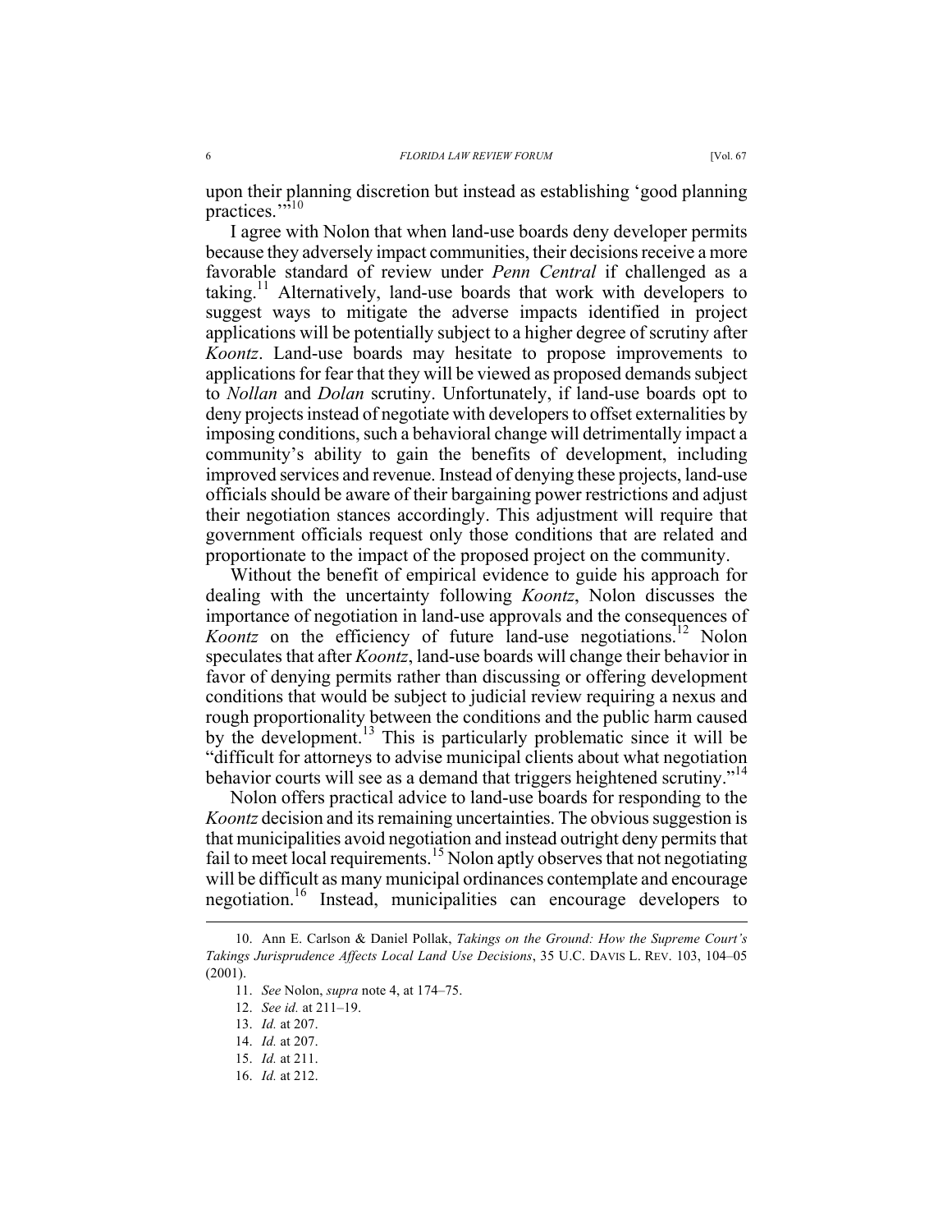upon their planning discretion but instead as establishing 'good planning practices.'"[10]

I agree with Nolon that when land-use boards deny developer permits because they adversely impact communities, their decisions receive a more favorable standard of review under *Penn Central* if challenged as a taking.[11] Alternatively, land-use boards that work with developers to suggest ways to mitigate the adverse impacts identified in project applications will be potentially subject to a higher degree of scrutiny after *Koontz*. Land-use boards may hesitate to propose improvements to applications for fear that they will be viewed as proposed demands subject to *Nollan* and *Dolan* scrutiny. Unfortunately, if land-use boards opt to deny projects instead of negotiate with developers to offset externalities by imposing conditions, such a behavioral change will detrimentally impact a community's ability to gain the benefits of development, including improved services and revenue. Instead of denying these projects, land-use officials should be aware of their bargaining power restrictions and adjust their negotiation stances accordingly. This adjustment will require that government officials request only those conditions that are related and proportionate to the impact of the proposed project on the community.

Without the benefit of empirical evidence to guide his approach for dealing with the uncertainty following *Koontz*, Nolon discusses the importance of negotiation in land-use approvals and the consequences of *Koontz* on the efficiency of future land-use negotiations.[12] Nolon speculates that after *Koontz*, land-use boards will change their behavior in favor of denying permits rather than discussing or offering development conditions that would be subject to judicial review requiring a nexus and rough proportionality between the conditions and the public harm caused by the development.[13] This is particularly problematic since it will be "difficult for attorneys to advise municipal clients about what negotiation behavior courts will see as a demand that triggers heightened scrutiny."[14]

Nolon offers practical advice to land-use boards for responding to the *Koontz* decision and its remaining uncertainties. The obvious suggestion is that municipalities avoid negotiation and instead outright deny permits that fail to meet local requirements.[15] Nolon aptly observes that not negotiating will be difficult as many municipal ordinances contemplate and encourage negotiation.[16] Instead, municipalities can encourage developers to

---

10. Ann E. Carlson & Daniel Pollak, *Takings on the Ground: How the Supreme Court's Takings Jurisprudence Affects Local Land Use Decisions*, 35 U.C. DAVIS L. REV. 103, 104–05 (2001).

11. *See* Nolon, *supra* note 4, at 174–75.

12. *See id.* at 211–19.

13. *Id.* at 207.

14. *Id.* at 207.

15. *Id.* at 211.

16. *Id.* at 212.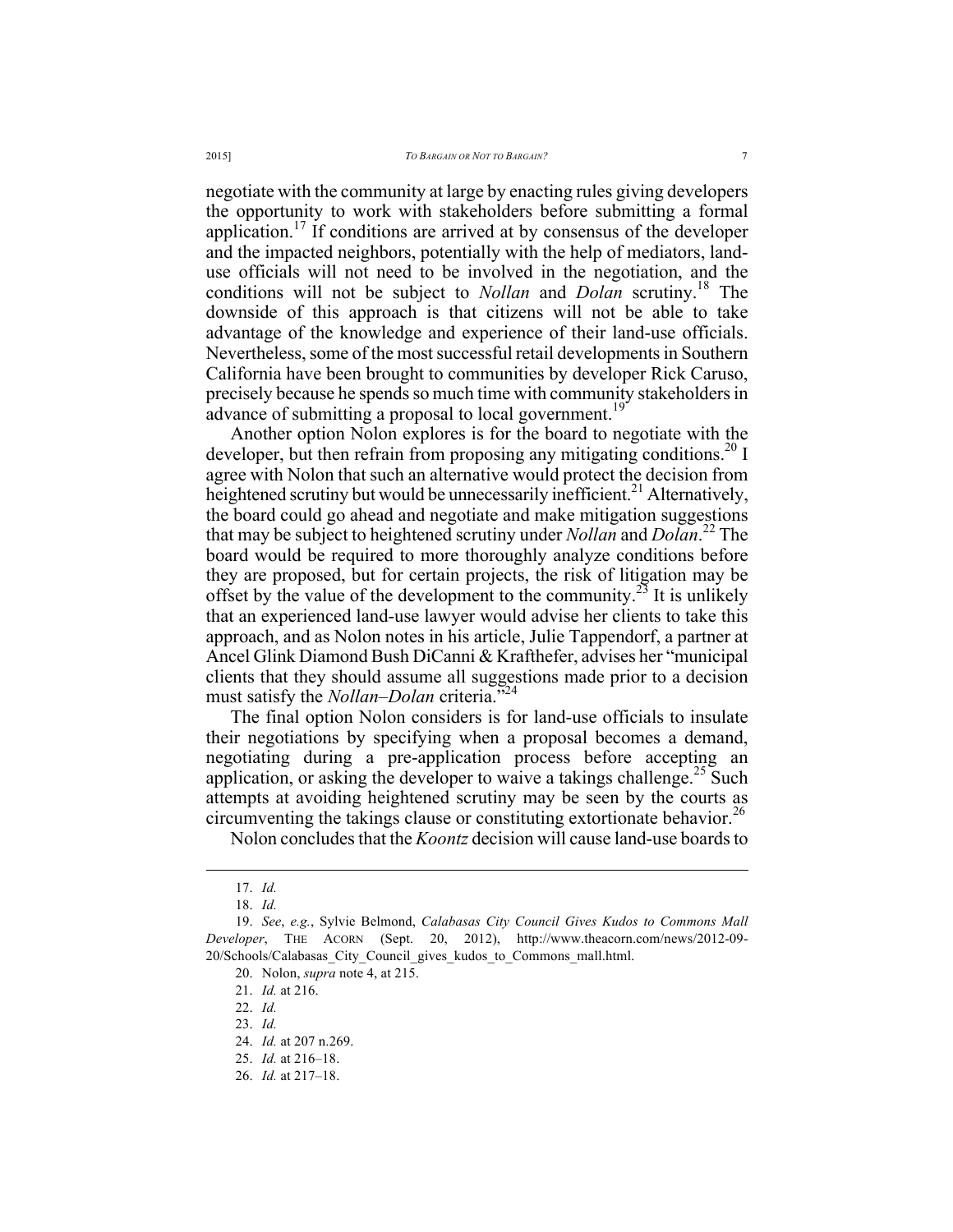negotiate with the community at large by enacting rules giving developers the opportunity to work with stakeholders before submitting a formal application.[17] If conditions are arrived at by consensus of the developer and the impacted neighbors, potentially with the help of mediators, land-use officials will not need to be involved in the negotiation, and the conditions will not be subject to *Nollan* and *Dolan* scrutiny.[18] The downside of this approach is that citizens will not be able to take advantage of the knowledge and experience of their land-use officials. Nevertheless, some of the most successful retail developments in Southern California have been brought to communities by developer Rick Caruso, precisely because he spends so much time with community stakeholders in advance of submitting a proposal to local government.[19]

Another option Nolon explores is for the board to negotiate with the developer, but then refrain from proposing any mitigating conditions.[20] I agree with Nolon that such an alternative would protect the decision from heightened scrutiny but would be unnecessarily inefficient.[21] Alternatively, the board could go ahead and negotiate and make mitigation suggestions that may be subject to heightened scrutiny under *Nollan* and *Dolan*.[22] The board would be required to more thoroughly analyze conditions before they are proposed, but for certain projects, the risk of litigation may be offset by the value of the development to the community.[23] It is unlikely that an experienced land-use lawyer would advise her clients to take this approach, and as Nolon notes in his article, Julie Tappendorf, a partner at Ancel Glink Diamond Bush DiCanni & Krafthefer, advises her "municipal clients that they should assume all suggestions made prior to a decision must satisfy the *Nollan*–*Dolan* criteria."[24]

The final option Nolon considers is for land-use officials to insulate their negotiations by specifying when a proposal becomes a demand, negotiating during a pre-application process before accepting an application, or asking the developer to waive a takings challenge.[25] Such attempts at avoiding heightened scrutiny may be seen by the courts as circumventing the takings clause or constituting extortionate behavior.[26]

Nolon concludes that the *Koontz* decision will cause land-use boards to

---

17. *Id.*

18. *Id.*

19. *See*, *e.g.*, Sylvie Belmond, *Calabasas City Council Gives Kudos to Commons Mall Developer*, THE ACORN (Sept. 20, 2012), http://www.theacorn.com/news/2012-09-20/Schools/Calabasas_City_Council_gives_kudos_to_Commons_mall.html.

20. Nolon, *supra* note 4, at 215.

21. *Id.* at 216.

22. *Id.*

23. *Id.*

24. *Id.* at 207 n.269.

25. *Id.* at 216–18.

26. *Id.* at 217–18.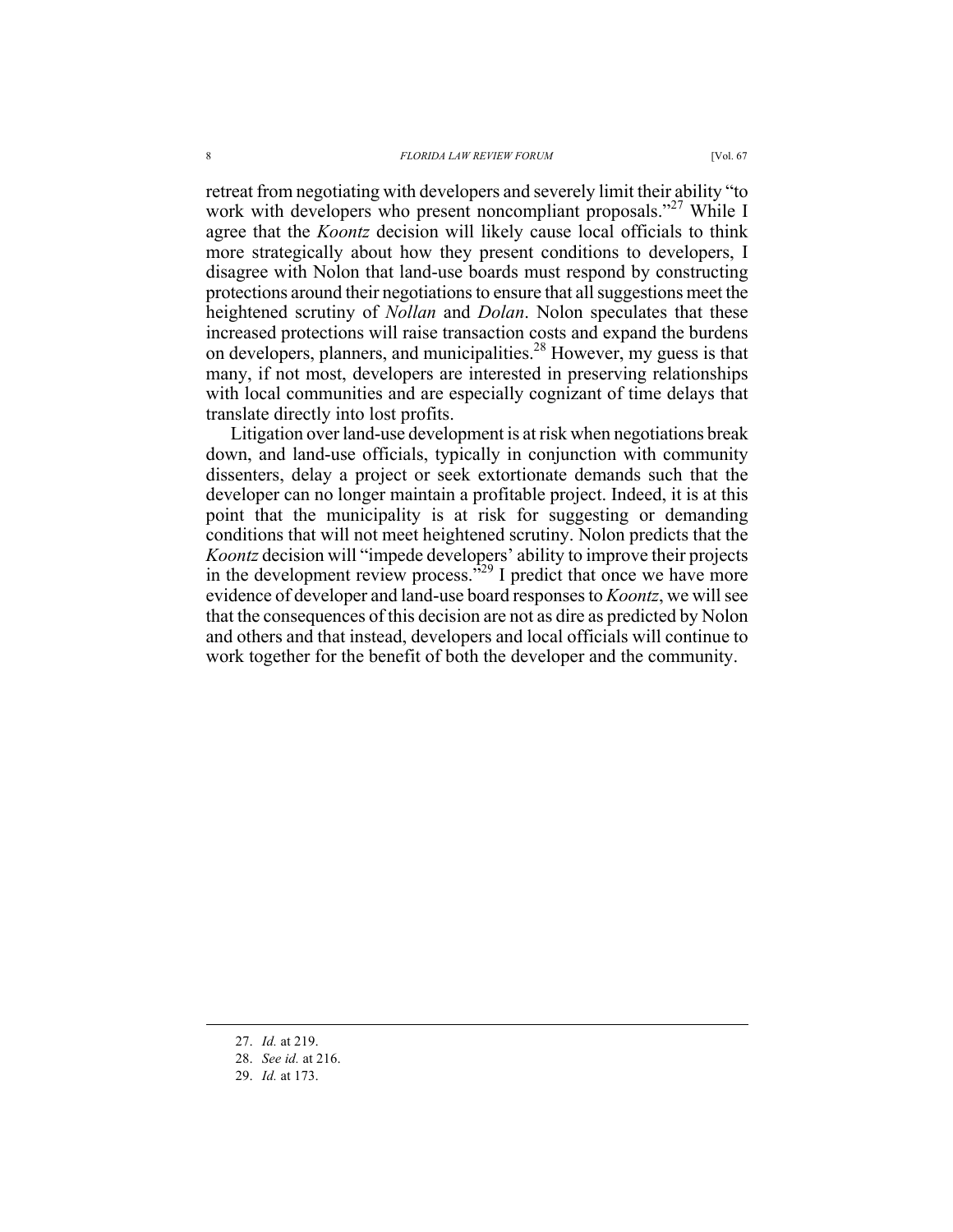retreat from negotiating with developers and severely limit their ability "to work with developers who present noncompliant proposals."[27] While I agree that the *Koontz* decision will likely cause local officials to think more strategically about how they present conditions to developers, I disagree with Nolon that land-use boards must respond by constructing protections around their negotiations to ensure that all suggestions meet the heightened scrutiny of *Nollan* and *Dolan*. Nolon speculates that these increased protections will raise transaction costs and expand the burdens on developers, planners, and municipalities.[28] However, my guess is that many, if not most, developers are interested in preserving relationships with local communities and are especially cognizant of time delays that translate directly into lost profits.

Litigation over land-use development is at risk when negotiations break down, and land-use officials, typically in conjunction with community dissenters, delay a project or seek extortionate demands such that the developer can no longer maintain a profitable project. Indeed, it is at this point that the municipality is at risk for suggesting or demanding conditions that will not meet heightened scrutiny. Nolon predicts that the *Koontz* decision will "impede developers' ability to improve their projects in the development review process."[29] I predict that once we have more evidence of developer and land-use board responses to *Koontz*, we will see that the consequences of this decision are not as dire as predicted by Nolon and others and that instead, developers and local officials will continue to work together for the benefit of both the developer and the community.

---

27. *Id.* at 219.

28. *See id.* at 216.

29. *Id.* at 173.